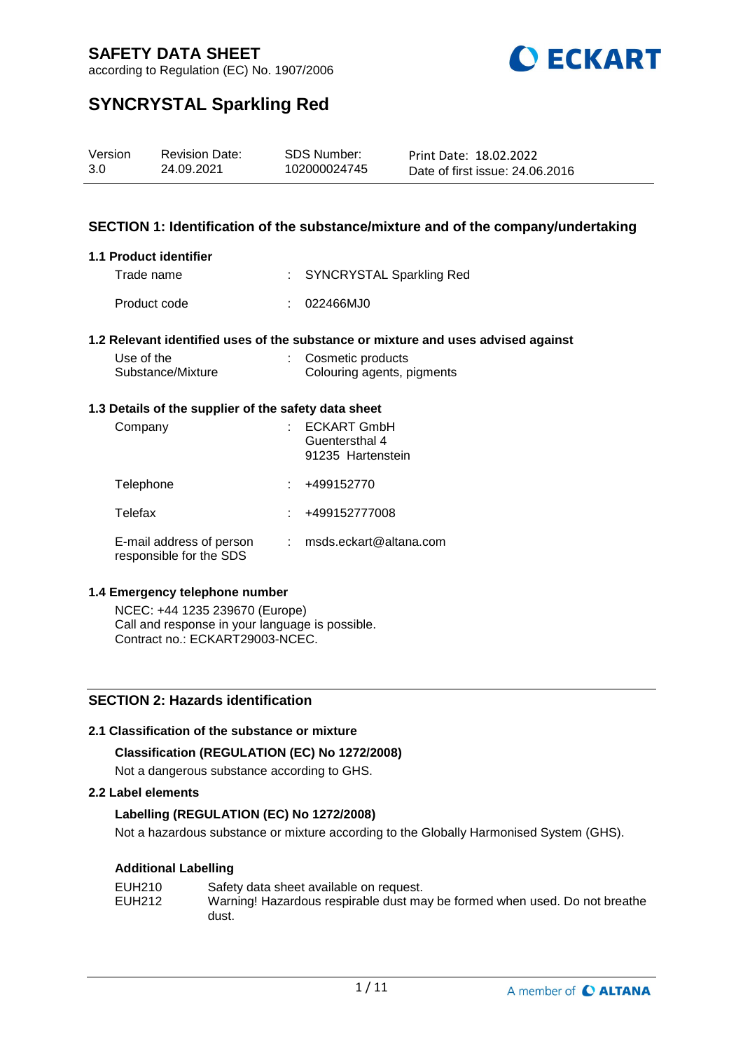# SAFETY DATA SHEET

according to Regulation (EC) No. 1907/2006

# SYNCRYSTAL Sparkling Red

| Version | Revision Date: | SDS Number: | Print Date: 18.02.2022 |
|---|---|---|---|
| 3.0 | 24.09.2021 | 102000024745 | Date of first issue: 24.06.2016 |

## SECTION 1: Identification of the substance/mixture and of the company/undertaking

### 1.1 Product identifier

Trade name : SYNCRYSTAL Sparkling Red

Product code : 022466MJ0

### 1.2 Relevant identified uses of the substance or mixture and uses advised against

Use of the Substance/Mixture : Cosmetic products
Colouring agents, pigments

### 1.3 Details of the supplier of the safety data sheet

Company : ECKART GmbH
Guentersthal 4
91235 Hartenstein

Telephone : +499152770

Telefax : +499152777008

E-mail address of person responsible for the SDS : msds.eckart@altana.com

### 1.4 Emergency telephone number

NCEC: +44 1235 239670 (Europe)
Call and response in your language is possible.
Contract no.: ECKART29003-NCEC.

## SECTION 2: Hazards identification

### 2.1 Classification of the substance or mixture

**Classification (REGULATION (EC) No 1272/2008)**

Not a dangerous substance according to GHS.

### 2.2 Label elements

**Labelling (REGULATION (EC) No 1272/2008)**

Not a hazardous substance or mixture according to the Globally Harmonised System (GHS).

**Additional Labelling**

| | |
|---|---|
| EUH210 | Safety data sheet available on request. |
| EUH212 | Warning! Hazardous respirable dust may be formed when used. Do not breathe dust. |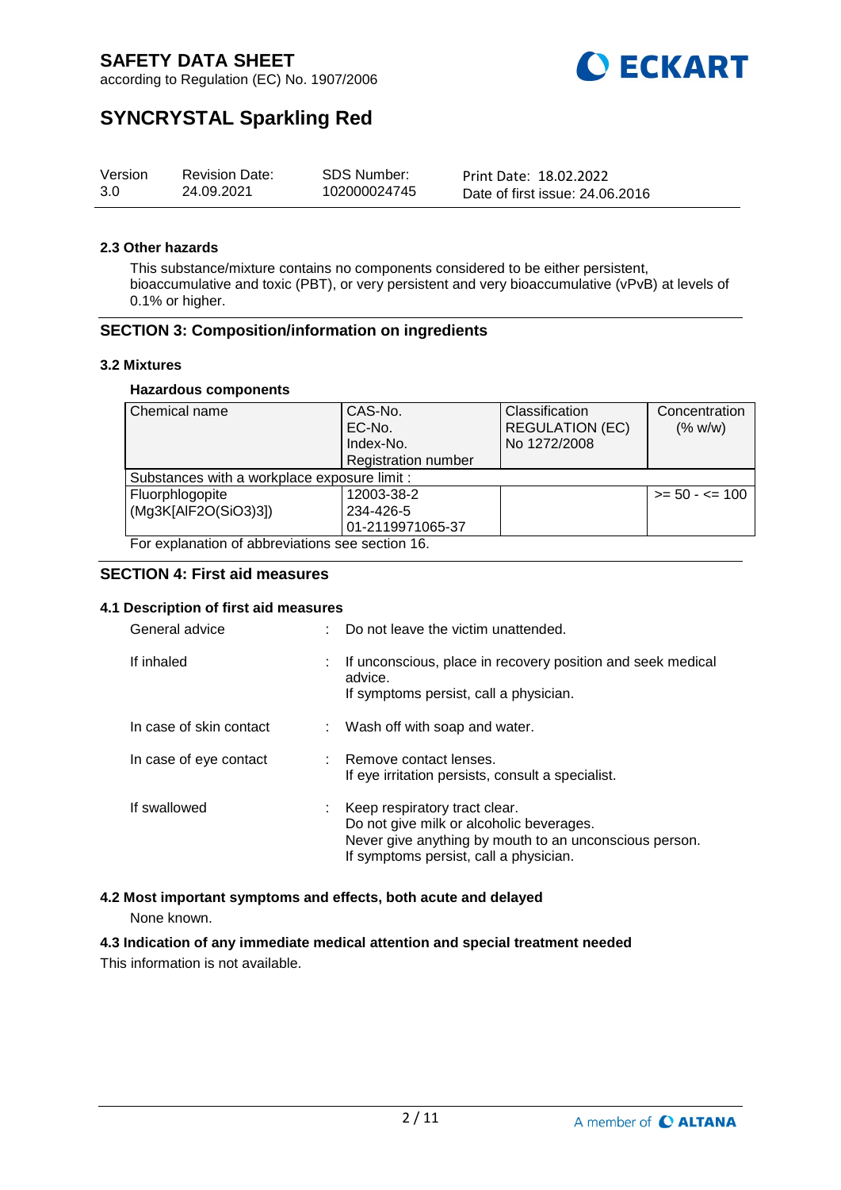#### 2.3 Other hazards

This substance/mixture contains no components considered to be either persistent, bioaccumulative and toxic (PBT), or very persistent and very bioaccumulative (vPvB) at levels of 0.1% or higher.

## SECTION 3: Composition/information on ingredients

#### 3.2 Mixtures

**Hazardous components**

| Chemical name | CAS-No.<br>EC-No.<br>Index-No.<br>Registration number | Classification<br>REGULATION (EC)<br>No 1272/2008 | Concentration<br>(% w/w) |
|---|---|---|---|
| Substances with a workplace exposure limit : | | | |
| Fluorphlogopite<br>(Mg3K[AlF2O(SiO3)3]) | 12003-38-2<br>234-426-5<br>01-2119971065-37 | | >= 50 - <= 100 |

For explanation of abbreviations see section 16.

## SECTION 4: First aid measures

#### 4.1 Description of first aid measures

| | | |
|---|---|---|
| General advice | : | Do not leave the victim unattended. |
| If inhaled | : | If unconscious, place in recovery position and seek medical advice.<br>If symptoms persist, call a physician. |
| In case of skin contact | : | Wash off with soap and water. |
| In case of eye contact | : | Remove contact lenses.<br>If eye irritation persists, consult a specialist. |
| If swallowed | : | Keep respiratory tract clear.<br>Do not give milk or alcoholic beverages.<br>Never give anything by mouth to an unconscious person.<br>If symptoms persist, call a physician. |

#### 4.2 Most important symptoms and effects, both acute and delayed

None known.

#### 4.3 Indication of any immediate medical attention and special treatment needed

This information is not available.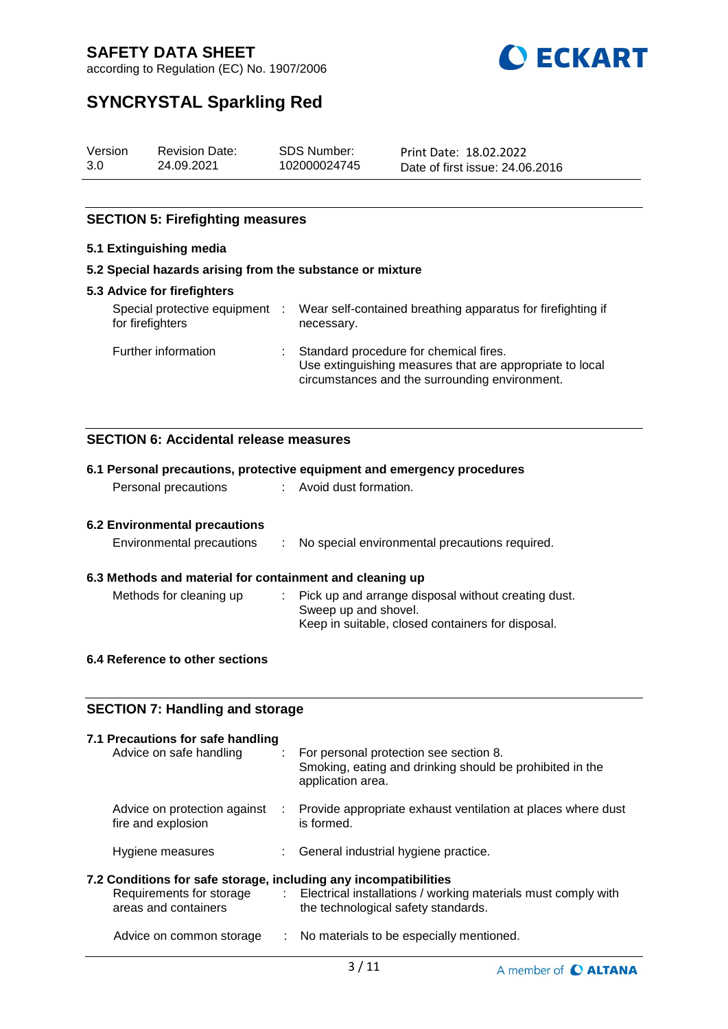## SECTION 5: Firefighting measures

### 5.1 Extinguishing media

### 5.2 Special hazards arising from the substance or mixture

### 5.3 Advice for firefighters

| | | |
|---|---|---|
| Special protective equipment for firefighters | : | Wear self-contained breathing apparatus for firefighting if necessary. |
| Further information | : | Standard procedure for chemical fires.<br>Use extinguishing measures that are appropriate to local circumstances and the surrounding environment. |

## SECTION 6: Accidental release measures

### 6.1 Personal precautions, protective equipment and emergency procedures

| | | |
|---|---|---|
| Personal precautions | : | Avoid dust formation. |

### 6.2 Environmental precautions

| | | |
|---|---|---|
| Environmental precautions | : | No special environmental precautions required. |

### 6.3 Methods and material for containment and cleaning up

| | | |
|---|---|---|
| Methods for cleaning up | : | Pick up and arrange disposal without creating dust.<br>Sweep up and shovel.<br>Keep in suitable, closed containers for disposal. |

### 6.4 Reference to other sections

## SECTION 7: Handling and storage

### 7.1 Precautions for safe handling

| | | |
|---|---|---|
| Advice on safe handling | : | For personal protection see section 8.<br>Smoking, eating and drinking should be prohibited in the application area. |
| Advice on protection against fire and explosion | : | Provide appropriate exhaust ventilation at places where dust is formed. |
| Hygiene measures | : | General industrial hygiene practice. |

### 7.2 Conditions for safe storage, including any incompatibilities

| | | |
|---|---|---|
| Requirements for storage areas and containers | : | Electrical installations / working materials must comply with the technological safety standards. |
| Advice on common storage | : | No materials to be especially mentioned. |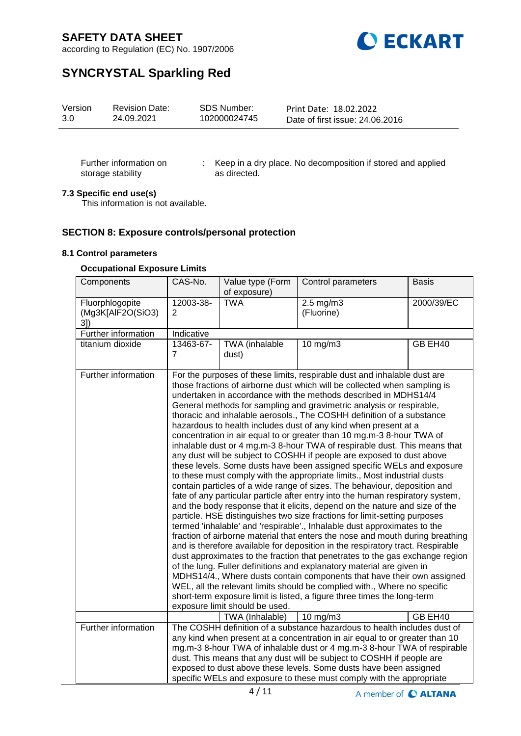Further information on storage stability : Keep in a dry place. No decomposition if stored and applied as directed.

**7.3 Specific end use(s)**

This information is not available.

## SECTION 8: Exposure controls/personal protection

**8.1 Control parameters**

**Occupational Exposure Limits**

| Components | CAS-No. | Value type (Form of exposure) | Control parameters | Basis |
|---|---|---|---|---|
| Fluorphlogopite (Mg3K[AlF2O(SiO3)3]) | 12003-38-2 | TWA | 2.5 mg/m3 (Fluorine) | 2000/39/EC |
| Further information | Indicative | | | |
| titanium dioxide | 13463-67-7 | TWA (inhalable dust) | 10 mg/m3 | GB EH40 |
| Further information | For the purposes of these limits, respirable dust and inhalable dust are those fractions of airborne dust which will be collected when sampling is undertaken in accordance with the methods described in MDHS14/4 General methods for sampling and gravimetric analysis or respirable, thoracic and inhalable aerosols., The COSHH definition of a substance hazardous to health includes dust of any kind when present at a concentration in air equal to or greater than 10 mg.m-3 8-hour TWA of inhalable dust or 4 mg.m-3 8-hour TWA of respirable dust. This means that any dust will be subject to COSHH if people are exposed to dust above these levels. Some dusts have been assigned specific WELs and exposure to these must comply with the appropriate limits., Most industrial dusts contain particles of a wide range of sizes. The behaviour, deposition and fate of any particular particle after entry into the human respiratory system, and the body response that it elicits, depend on the nature and size of the particle. HSE distinguishes two size fractions for limit-setting purposes termed 'inhalable' and 'respirable'., Inhalable dust approximates to the fraction of airborne material that enters the nose and mouth during breathing and is therefore available for deposition in the respiratory tract. Respirable dust approximates to the fraction that penetrates to the gas exchange region of the lung. Fuller definitions and explanatory material are given in MDHS14/4., Where dusts contain components that have their own assigned WEL, all the relevant limits should be complied with., Where no specific short-term exposure limit is listed, a figure three times the long-term exposure limit should be used. | | | |
| | | TWA (Inhalable) | 10 mg/m3 | GB EH40 |
| Further information | The COSHH definition of a substance hazardous to health includes dust of any kind when present at a concentration in air equal to or greater than 10 mg.m-3 8-hour TWA of inhalable dust or 4 mg.m-3 8-hour TWA of respirable dust. This means that any dust will be subject to COSHH if people are exposed to dust above these levels. Some dusts have been assigned specific WELs and exposure to these must comply with the appropriate | | | |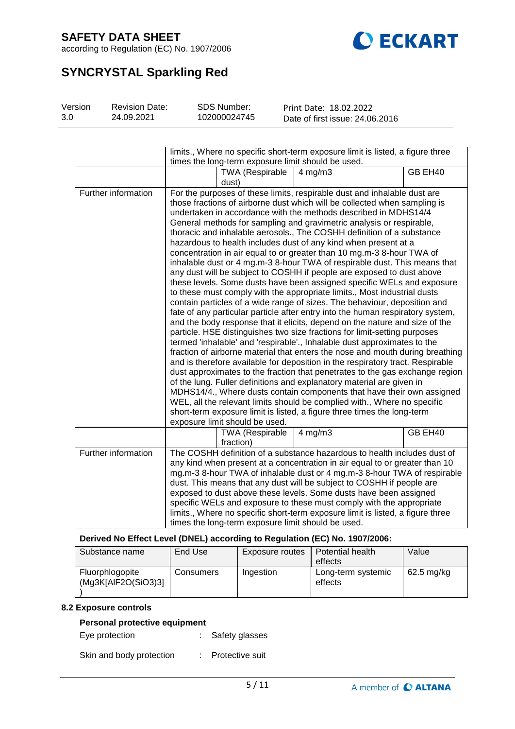| | | | | |
|---|---|---|---|---|
| | limits., Where no specific short-term exposure limit is listed, a figure three times the long-term exposure limit should be used. | | | |
| | | TWA (Respirable dust) | 4 mg/m3 | GB EH40 |
| Further information | For the purposes of these limits, respirable dust and inhalable dust are those fractions of airborne dust which will be collected when sampling is undertaken in accordance with the methods described in MDHS14/4 General methods for sampling and gravimetric analysis or respirable, thoracic and inhalable aerosols., The COSHH definition of a substance hazardous to health includes dust of any kind when present at a concentration in air equal to or greater than 10 mg.m-3 8-hour TWA of inhalable dust or 4 mg.m-3 8-hour TWA of respirable dust. This means that any dust will be subject to COSHH if people are exposed to dust above these levels. Some dusts have been assigned specific WELs and exposure to these must comply with the appropriate limits., Most industrial dusts contain particles of a wide range of sizes. The behaviour, deposition and fate of any particular particle after entry into the human respiratory system, and the body response that it elicits, depend on the nature and size of the particle. HSE distinguishes two size fractions for limit-setting purposes termed 'inhalable' and 'respirable'., Inhalable dust approximates to the fraction of airborne material that enters the nose and mouth during breathing and is therefore available for deposition in the respiratory tract. Respirable dust approximates to the fraction that penetrates to the gas exchange region of the lung. Fuller definitions and explanatory material are given in MDHS14/4., Where dusts contain components that have their own assigned WEL, all the relevant limits should be complied with., Where no specific short-term exposure limit is listed, a figure three times the long-term exposure limit should be used. | | | |
| | | TWA (Respirable fraction) | 4 mg/m3 | GB EH40 |
| Further information | The COSHH definition of a substance hazardous to health includes dust of any kind when present at a concentration in air equal to or greater than 10 mg.m-3 8-hour TWA of inhalable dust or 4 mg.m-3 8-hour TWA of respirable dust. This means that any dust will be subject to COSHH if people are exposed to dust above these levels. Some dusts have been assigned specific WELs and exposure to these must comply with the appropriate limits., Where no specific short-term exposure limit is listed, a figure three times the long-term exposure limit should be used. | | | |

**Derived No Effect Level (DNEL) according to Regulation (EC) No. 1907/2006:**

| Substance name | End Use | Exposure routes | Potential health effects | Value |
|---|---|---|---|---|
| Fluorphlogopite (Mg3K[AlF2O(SiO3)3]) | Consumers | Ingestion | Long-term systemic effects | 62.5 mg/kg |

### 8.2 Exposure controls

**Personal protective equipment**

Eye protection : Safety glasses

Skin and body protection : Protective suit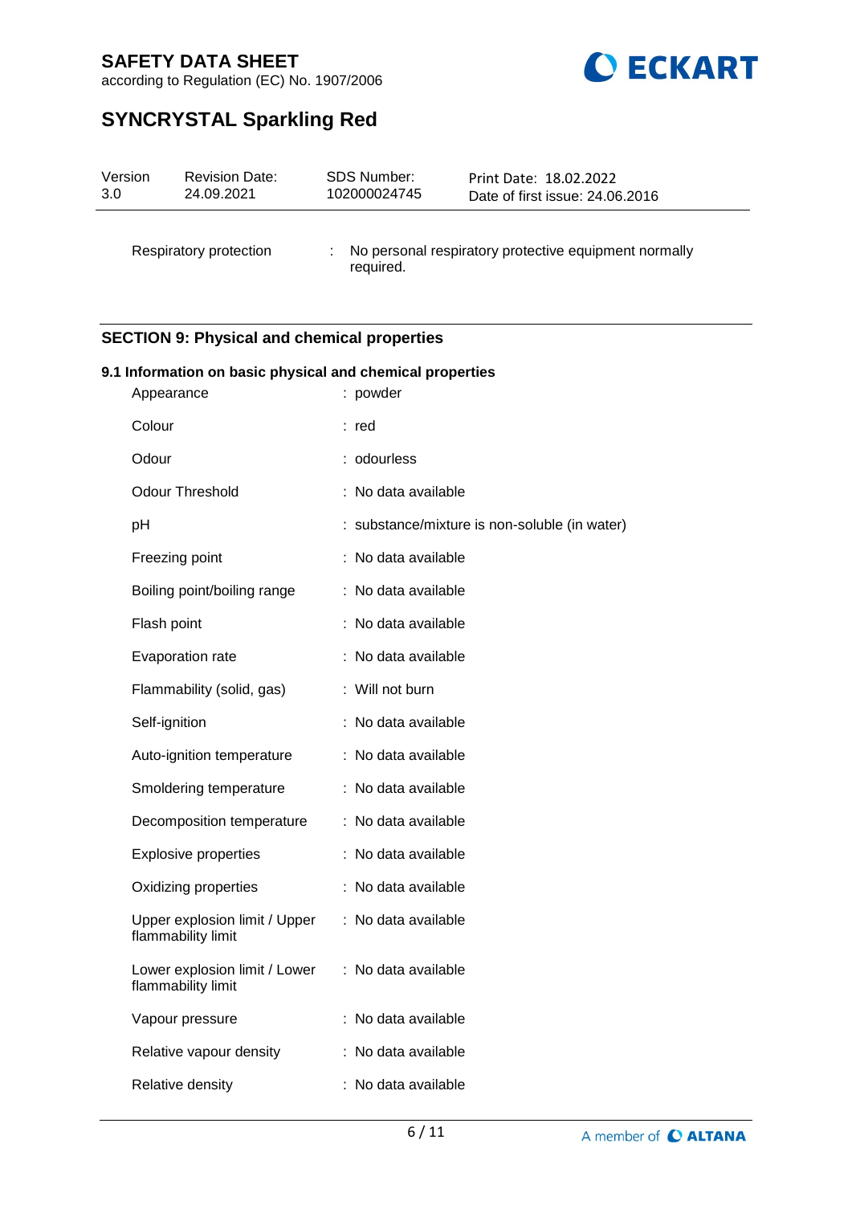Respiratory protection : No personal respiratory protective equipment normally required.

## SECTION 9: Physical and chemical properties

### 9.1 Information on basic physical and chemical properties

| | |
|---|---|
| Appearance | : powder |
| Colour | : red |
| Odour | : odourless |
| Odour Threshold | : No data available |
| pH | : substance/mixture is non-soluble (in water) |
| Freezing point | : No data available |
| Boiling point/boiling range | : No data available |
| Flash point | : No data available |
| Evaporation rate | : No data available |
| Flammability (solid, gas) | : Will not burn |
| Self-ignition | : No data available |
| Auto-ignition temperature | : No data available |
| Smoldering temperature | : No data available |
| Decomposition temperature | : No data available |
| Explosive properties | : No data available |
| Oxidizing properties | : No data available |
| Upper explosion limit / Upper flammability limit | : No data available |
| Lower explosion limit / Lower flammability limit | : No data available |
| Vapour pressure | : No data available |
| Relative vapour density | : No data available |
| Relative density | : No data available |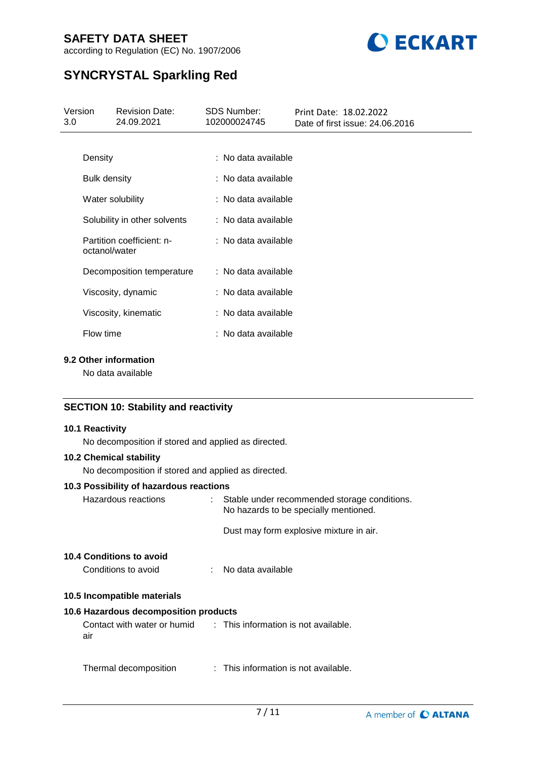| | |
|---|---|
| Density | : No data available |
| Bulk density | : No data available |
| Water solubility | : No data available |
| Solubility in other solvents | : No data available |
| Partition coefficient: n-octanol/water | : No data available |
| Decomposition temperature | : No data available |
| Viscosity, dynamic | : No data available |
| Viscosity, kinematic | : No data available |
| Flow time | : No data available |

### 9.2 Other information

No data available

## SECTION 10: Stability and reactivity

### 10.1 Reactivity

No decomposition if stored and applied as directed.

### 10.2 Chemical stability

No decomposition if stored and applied as directed.

### 10.3 Possibility of hazardous reactions

Hazardous reactions : Stable under recommended storage conditions. No hazards to be specially mentioned.

Dust may form explosive mixture in air.

### 10.4 Conditions to avoid

Conditions to avoid : No data available

### 10.5 Incompatible materials

### 10.6 Hazardous decomposition products

Contact with water or humid air : This information is not available.

Thermal decomposition : This information is not available.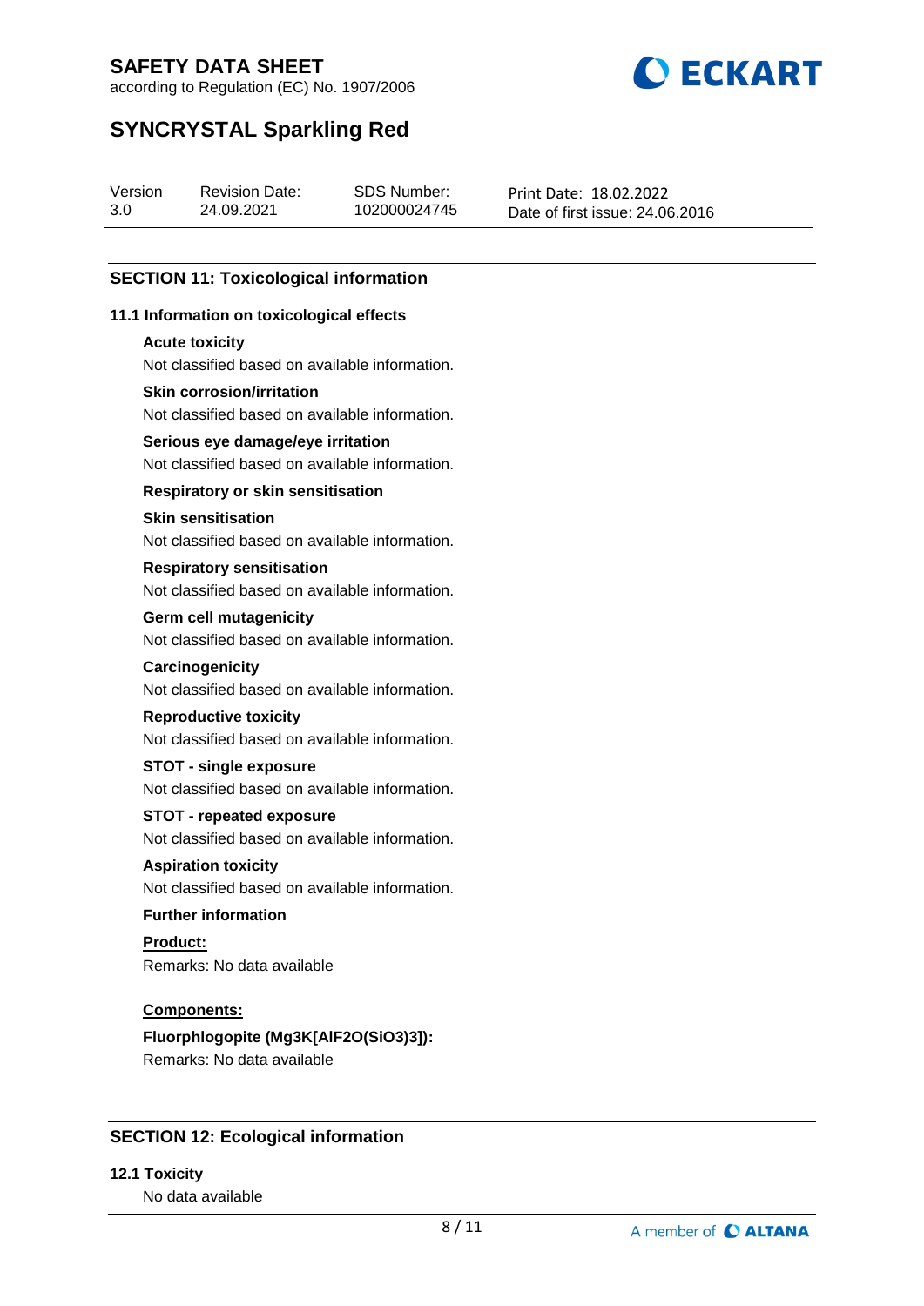## SECTION 11: Toxicological information

### 11.1 Information on toxicological effects

**Acute toxicity**

Not classified based on available information.

**Skin corrosion/irritation**

Not classified based on available information.

**Serious eye damage/eye irritation**

Not classified based on available information.

**Respiratory or skin sensitisation**

**Skin sensitisation**

Not classified based on available information.

**Respiratory sensitisation**

Not classified based on available information.

**Germ cell mutagenicity**

Not classified based on available information.

**Carcinogenicity**

Not classified based on available information.

**Reproductive toxicity**

Not classified based on available information.

**STOT - single exposure**

Not classified based on available information.

**STOT - repeated exposure**

Not classified based on available information.

**Aspiration toxicity**

Not classified based on available information.

**Further information**

**Product:**

Remarks: No data available

**Components:**

**Fluorphlogopite ($Mg_3K[AlF_2O(SiO_3)_3]$):**

Remarks: No data available

## SECTION 12: Ecological information

### 12.1 Toxicity

No data available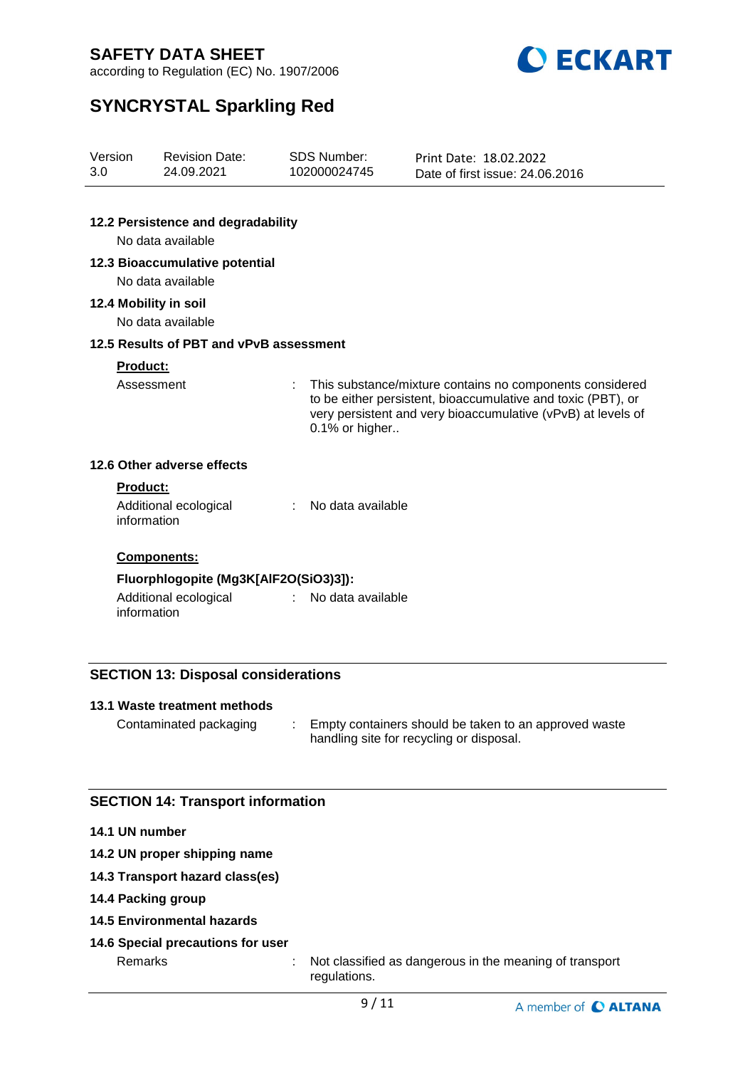**12.2 Persistence and degradability**

No data available

**12.3 Bioaccumulative potential**

No data available

**12.4 Mobility in soil**

No data available

**12.5 Results of PBT and vPvB assessment**

**Product:**

Assessment : This substance/mixture contains no components considered to be either persistent, bioaccumulative and toxic (PBT), or very persistent and very bioaccumulative (vPvB) at levels of 0.1% or higher..

**12.6 Other adverse effects**

**Product:**

Additional ecological information : No data available

**Components:**

**Fluorphlogopite ($Mg_3K[AlF_2O(SiO_3)_3]$):**

Additional ecological information : No data available

## SECTION 13: Disposal considerations

**13.1 Waste treatment methods**

Contaminated packaging : Empty containers should be taken to an approved waste handling site for recycling or disposal.

## SECTION 14: Transport information

**14.1 UN number**

**14.2 UN proper shipping name**

**14.3 Transport hazard class(es)**

**14.4 Packing group**

**14.5 Environmental hazards**

**14.6 Special precautions for user**

Remarks : Not classified as dangerous in the meaning of transport regulations.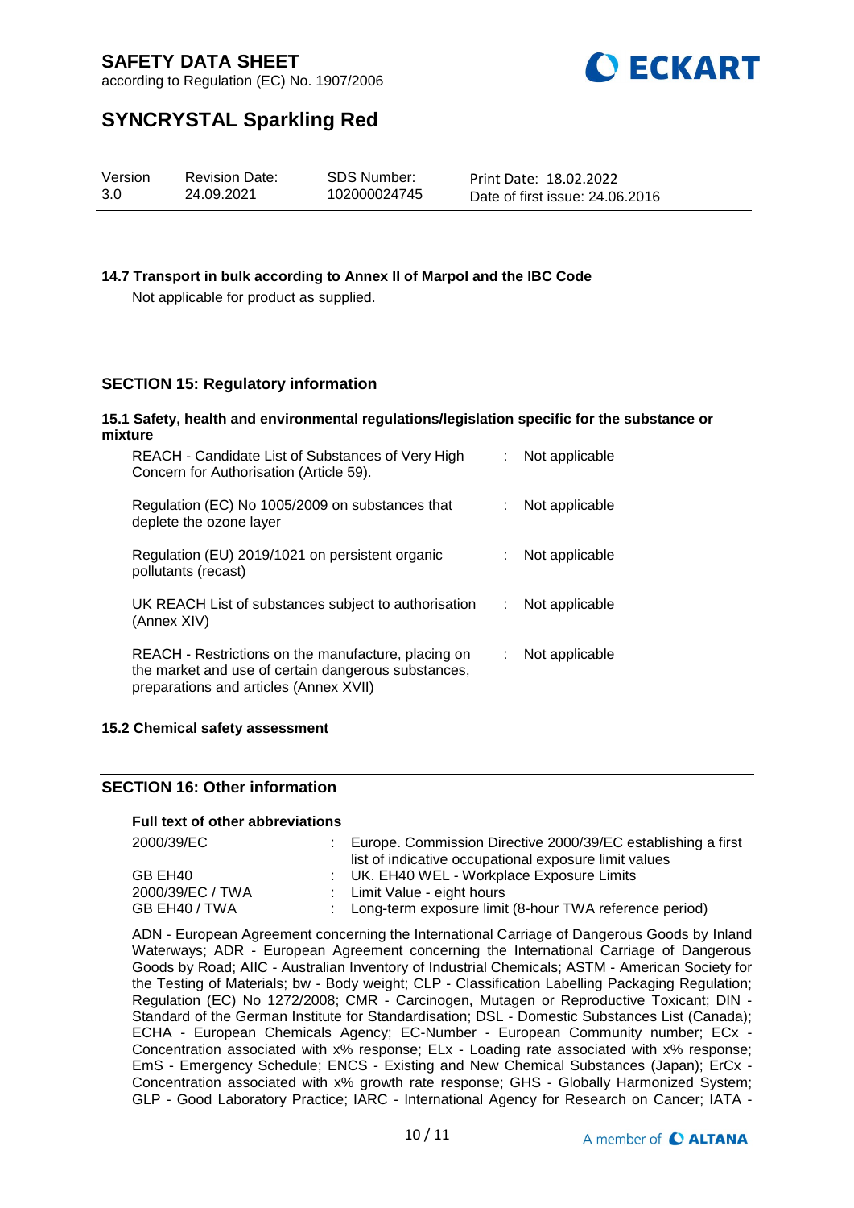### 14.7 Transport in bulk according to Annex II of Marpol and the IBC Code

Not applicable for product as supplied.

## SECTION 15: Regulatory information

### 15.1 Safety, health and environmental regulations/legislation specific for the substance or mixture

| | | |
|---|---|---|
| REACH - Candidate List of Substances of Very High Concern for Authorisation (Article 59). | : | Not applicable |
| Regulation (EC) No 1005/2009 on substances that deplete the ozone layer | : | Not applicable |
| Regulation (EU) 2019/1021 on persistent organic pollutants (recast) | : | Not applicable |
| UK REACH List of substances subject to authorisation (Annex XIV) | : | Not applicable |
| REACH - Restrictions on the manufacture, placing on the market and use of certain dangerous substances, preparations and articles (Annex XVII) | : | Not applicable |

### 15.2 Chemical safety assessment

## SECTION 16: Other information

**Full text of other abbreviations**

| | | |
|---|---|---|
| 2000/39/EC | : | Europe. Commission Directive 2000/39/EC establishing a first list of indicative occupational exposure limit values |
| GB EH40 | : | UK. EH40 WEL - Workplace Exposure Limits |
| 2000/39/EC / TWA | : | Limit Value - eight hours |
| GB EH40 / TWA | : | Long-term exposure limit (8-hour TWA reference period) |

ADN - European Agreement concerning the International Carriage of Dangerous Goods by Inland Waterways; ADR - European Agreement concerning the International Carriage of Dangerous Goods by Road; AIIC - Australian Inventory of Industrial Chemicals; ASTM - American Society for the Testing of Materials; bw - Body weight; CLP - Classification Labelling Packaging Regulation; Regulation (EC) No 1272/2008; CMR - Carcinogen, Mutagen or Reproductive Toxicant; DIN - Standard of the German Institute for Standardisation; DSL - Domestic Substances List (Canada); ECHA - European Chemicals Agency; EC-Number - European Community number; ECx - Concentration associated with x% response; ELx - Loading rate associated with x% response; EmS - Emergency Schedule; ENCS - Existing and New Chemical Substances (Japan); ErCx - Concentration associated with x% growth rate response; GHS - Globally Harmonized System; GLP - Good Laboratory Practice; IARC - International Agency for Research on Cancer; IATA -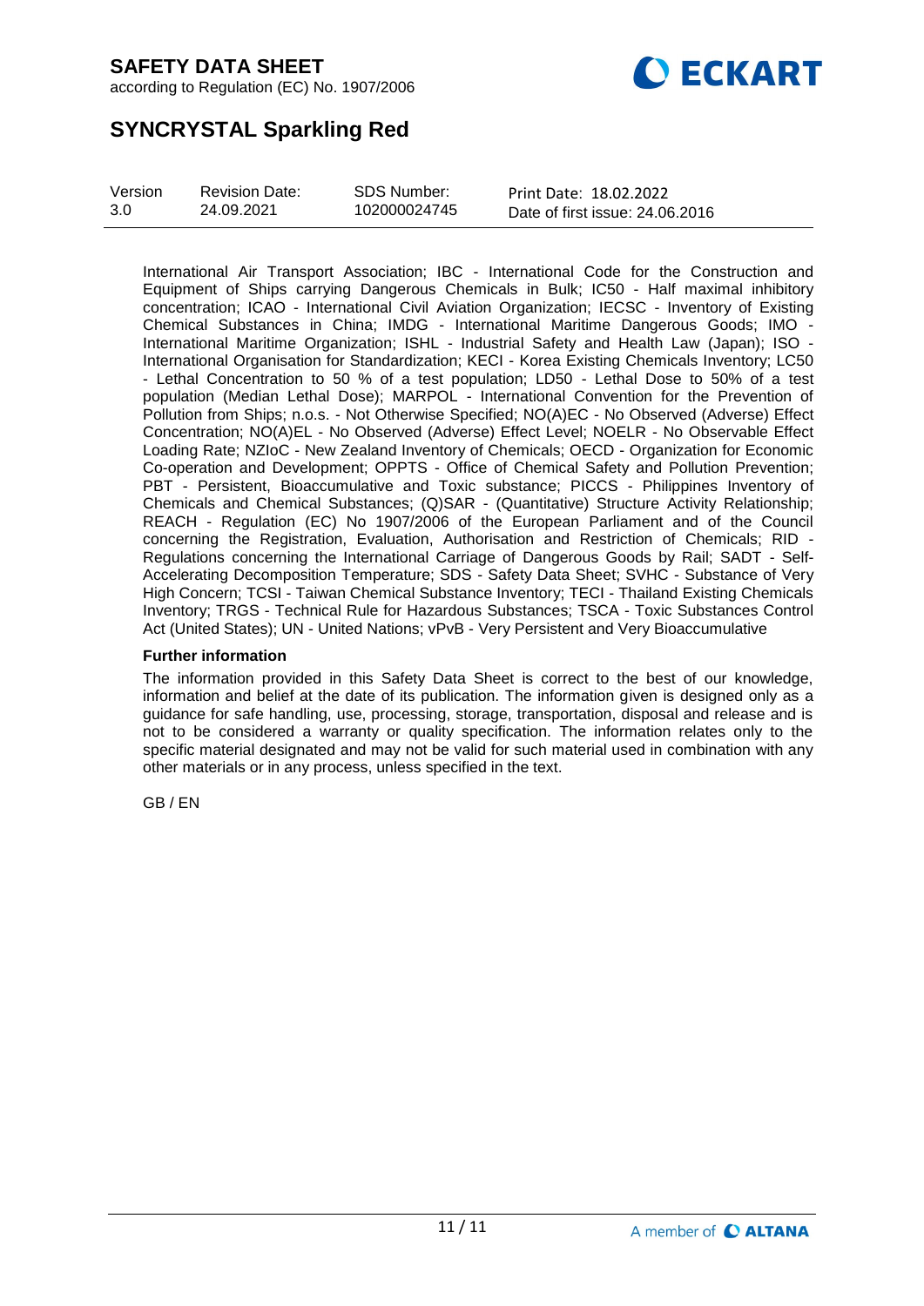International Air Transport Association; IBC - International Code for the Construction and Equipment of Ships carrying Dangerous Chemicals in Bulk; IC50 - Half maximal inhibitory concentration; ICAO - International Civil Aviation Organization; IECSC - Inventory of Existing Chemical Substances in China; IMDG - International Maritime Dangerous Goods; IMO - International Maritime Organization; ISHL - Industrial Safety and Health Law (Japan); ISO - International Organisation for Standardization; KECI - Korea Existing Chemicals Inventory; LC50 - Lethal Concentration to 50 % of a test population; LD50 - Lethal Dose to 50% of a test population (Median Lethal Dose); MARPOL - International Convention for the Prevention of Pollution from Ships; n.o.s. - Not Otherwise Specified; NO(A)EC - No Observed (Adverse) Effect Concentration; NO(A)EL - No Observed (Adverse) Effect Level; NOELR - No Observable Effect Loading Rate; NZIoC - New Zealand Inventory of Chemicals; OECD - Organization for Economic Co-operation and Development; OPPTS - Office of Chemical Safety and Pollution Prevention; PBT - Persistent, Bioaccumulative and Toxic substance; PICCS - Philippines Inventory of Chemicals and Chemical Substances; (Q)SAR - (Quantitative) Structure Activity Relationship; REACH - Regulation (EC) No 1907/2006 of the European Parliament and of the Council concerning the Registration, Evaluation, Authorisation and Restriction of Chemicals; RID - Regulations concerning the International Carriage of Dangerous Goods by Rail; SADT - Self-Accelerating Decomposition Temperature; SDS - Safety Data Sheet; SVHC - Substance of Very High Concern; TCSI - Taiwan Chemical Substance Inventory; TECI - Thailand Existing Chemicals Inventory; TRGS - Technical Rule for Hazardous Substances; TSCA - Toxic Substances Control Act (United States); UN - United Nations; vPvB - Very Persistent and Very Bioaccumulative

**Further information**

The information provided in this Safety Data Sheet is correct to the best of our knowledge, information and belief at the date of its publication. The information given is designed only as a guidance for safe handling, use, processing, storage, transportation, disposal and release and is not to be considered a warranty or quality specification. The information relates only to the specific material designated and may not be valid for such material used in combination with any other materials or in any process, unless specified in the text.

GB / EN